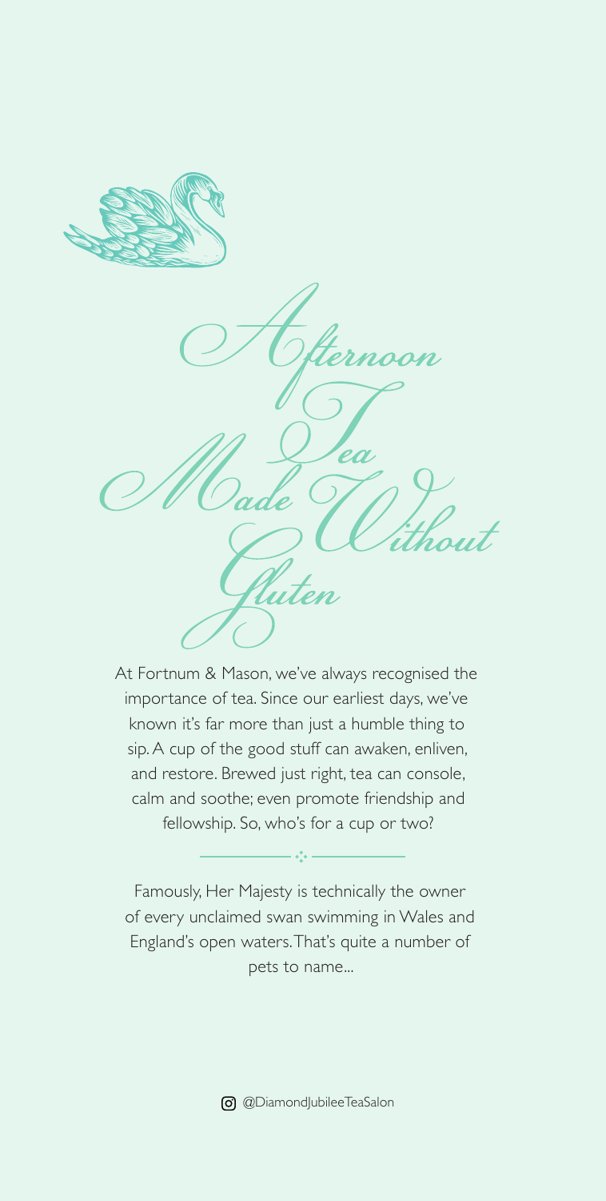# Afternoon Tea Made Without Gluten

At Fortnum & Mason, we've always recognised the importance of tea. Since our earliest days, we've known it's far more than just a humble thing to sip. A cup of the good stuff can awaken, enliven, and restore. Brewed just right, tea can console, calm and soothe; even promote friendship and fellowship. So, who's for a cup or two?

---

Famously, Her Majesty is technically the owner of every unclaimed swan swimming in Wales and England's open waters. That's quite a number of pets to name...

@DiamondJubileeTeaSalon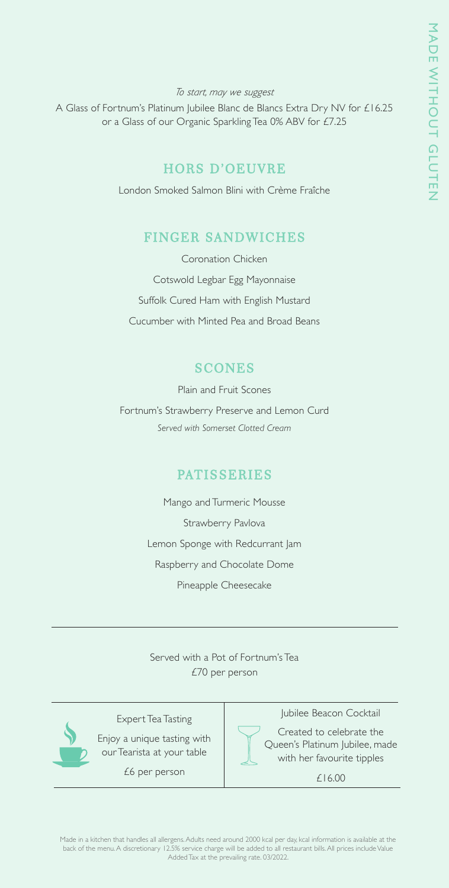MADE WITHOUT GLUTEN

*To start, may we suggest*

A Glass of Fortnum's Platinum Jubilee Blanc de Blancs Extra Dry NV for £16.25 or a Glass of our Organic Sparkling Tea 0% ABV for £7.25

## HORS D'OEUVRE

London Smoked Salmon Blini with Crème Fraîche

## FINGER SANDWICHES

Coronation Chicken

Cotswold Legbar Egg Mayonnaise

Suffolk Cured Ham with English Mustard

Cucumber with Minted Pea and Broad Beans

## SCONES

Plain and Fruit Scones

Fortnum's Strawberry Preserve and Lemon Curd

*Served with Somerset Clotted Cream*

## PATISSERIES

Mango and Turmeric Mousse

Strawberry Pavlova

Lemon Sponge with Redcurrant Jam

Raspberry and Chocolate Dome

Pineapple Cheesecake

---

Served with a Pot of Fortnum's Tea

£70 per person

---

Expert Tea Tasting

Enjoy a unique tasting with our Tearista at your table

£6 per person

Jubilee Beacon Cocktail

Created to celebrate the Queen's Platinum Jubilee, made with her favourite tipples

£16.00

---

Made in a kitchen that handles all allergens. Adults need around 2000 kcal per day, kcal information is available at the back of the menu. A discretionary 12.5% service charge will be added to all restaurant bills. All prices include Value Added Tax at the prevailing rate. 03/2022.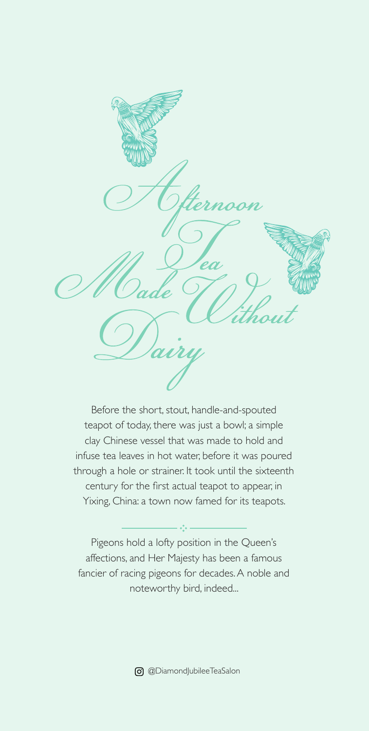# Afternoon Tea Made Without Dairy

Before the short, stout, handle-and-spouted teapot of today, there was just a bowl; a simple clay Chinese vessel that was made to hold and infuse tea leaves in hot water, before it was poured through a hole or strainer. It took until the sixteenth century for the first actual teapot to appear, in Yixing, China: a town now famed for its teapots.

---

Pigeons hold a lofty position in the Queen's affections, and Her Majesty has been a famous fancier of racing pigeons for decades. A noble and noteworthy bird, indeed...

@DiamondJubileeTeaSalon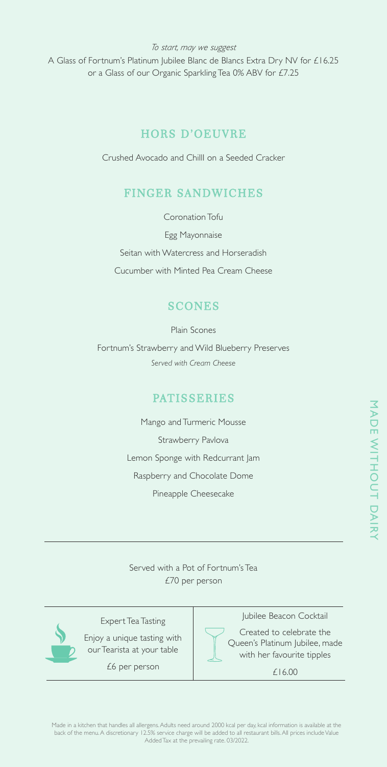*To start, may we suggest*

A Glass of Fortnum's Platinum Jubilee Blanc de Blancs Extra Dry NV for £16.25 or a Glass of our Organic Sparkling Tea 0% ABV for £7.25

## HORS D'OEUVRE

Crushed Avocado and Chilll on a Seeded Cracker

## FINGER SANDWICHES

Coronation Tofu

Egg Mayonnaise

Seitan with Watercress and Horseradish

Cucumber with Minted Pea Cream Cheese

## SCONES

Plain Scones

Fortnum's Strawberry and Wild Blueberry Preserves

*Served with Cream Cheese*

## PATISSERIES

Mango and Turmeric Mousse

Strawberry Pavlova

Lemon Sponge with Redcurrant Jam

Raspberry and Chocolate Dome

Pineapple Cheesecake

MADE WITHOUT DAIRY

---

Served with a Pot of Fortnum's Tea

£70 per person

---

Expert Tea Tasting

Enjoy a unique tasting with our Tearista at your table

£6 per person

Jubilee Beacon Cocktail

Created to celebrate the Queen's Platinum Jubilee, made with her favourite tipples

£16.00

---

Made in a kitchen that handles all allergens. Adults need around 2000 kcal per day, kcal information is available at the back of the menu. A discretionary 12.5% service charge will be added to all restaurant bills. All prices include Value Added Tax at the prevailing rate. 03/2022.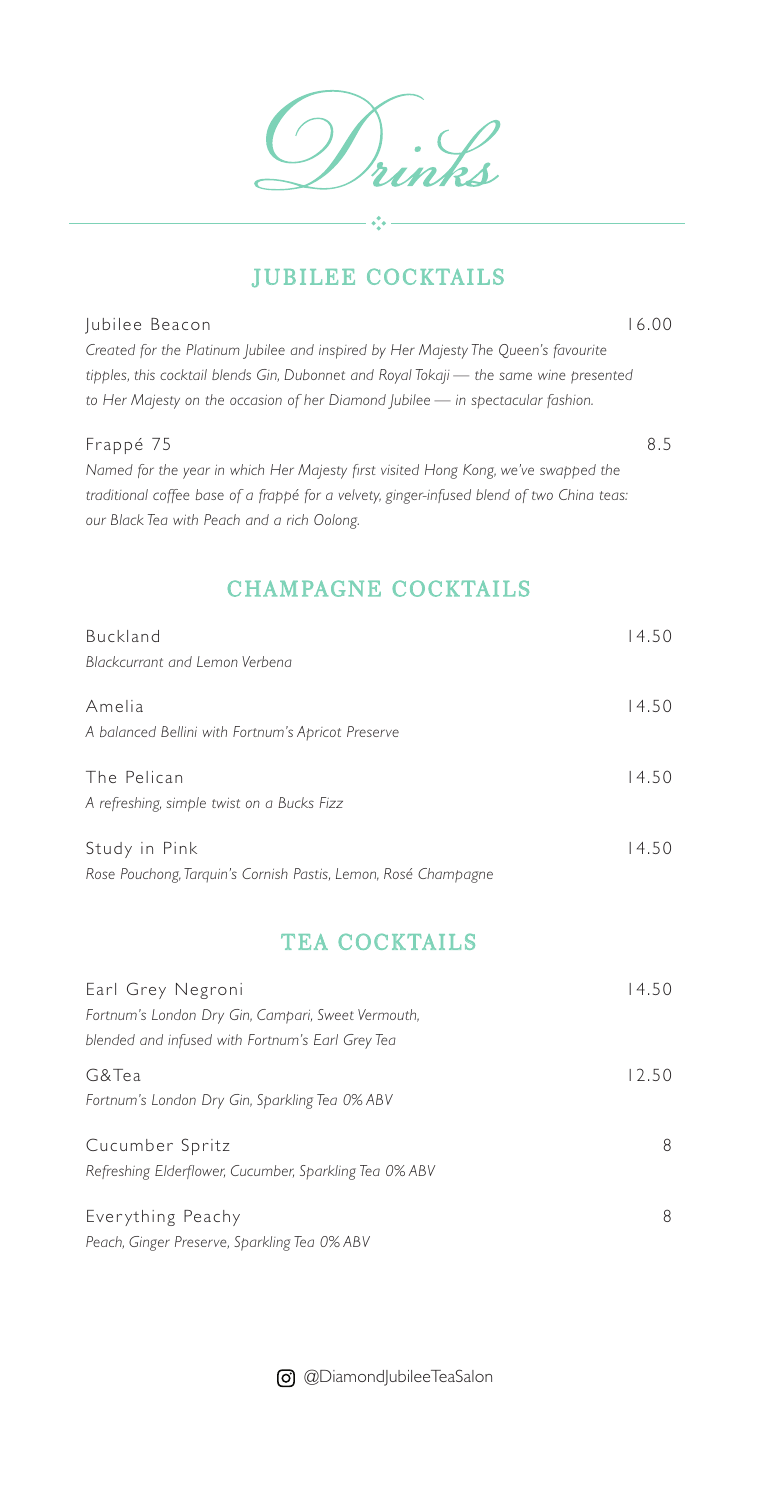# Drinks

## JUBILEE COCKTAILS

**Jubilee Beacon** — 16.00

*Created for the Platinum Jubilee and inspired by Her Majesty The Queen's favourite tipples, this cocktail blends Gin, Dubonnet and Royal Tokaji — the same wine presented to Her Majesty on the occasion of her Diamond Jubilee — in spectacular fashion.*

**Frappé 75** — 8.5

*Named for the year in which Her Majesty first visited Hong Kong, we've swapped the traditional coffee base of a frappé for a velvety, ginger-infused blend of two China teas: our Black Tea with Peach and a rich Oolong.*

## CHAMPAGNE COCKTAILS

**Buckland** — 14.50

*Blackcurrant and Lemon Verbena*

**Amelia** — 14.50

*A balanced Bellini with Fortnum's Apricot Preserve*

**The Pelican** — 14.50

*A refreshing, simple twist on a Bucks Fizz*

**Study in Pink** — 14.50

*Rose Pouchong, Tarquin's Cornish Pastis, Lemon, Rosé Champagne*

## TEA COCKTAILS

**Earl Grey Negroni** — 14.50

*Fortnum's London Dry Gin, Campari, Sweet Vermouth, blended and infused with Fortnum's Earl Grey Tea*

**G&Tea** — 12.50

*Fortnum's London Dry Gin, Sparkling Tea 0% ABV*

**Cucumber Spritz** — 8

*Refreshing Elderflower, Cucumber, Sparkling Tea 0% ABV*

**Everything Peachy** — 8

*Peach, Ginger Preserve, Sparkling Tea 0% ABV*

@DiamondJubileeTeaSalon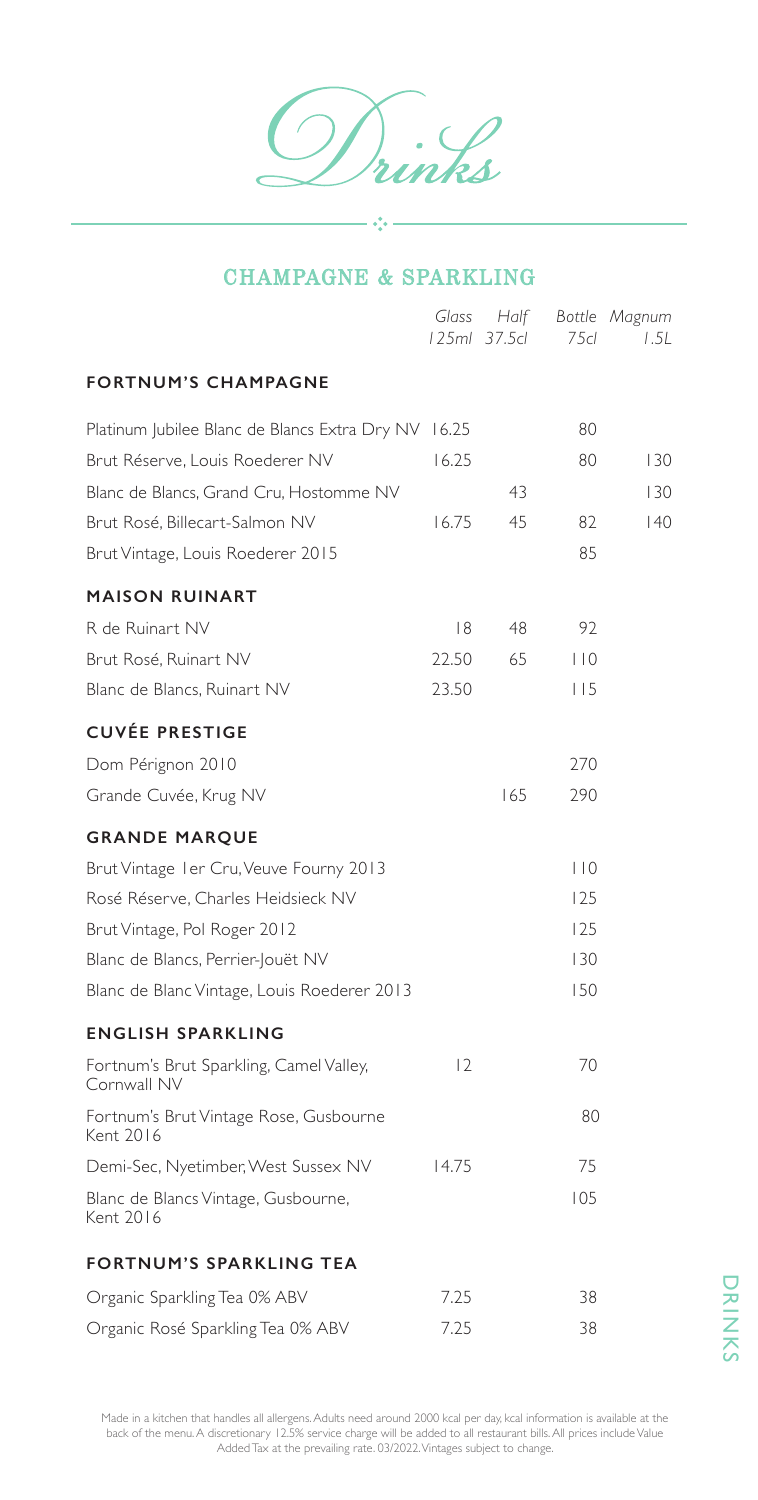# Drinks

## CHAMPAGNE & SPARKLING

| | Glass 125ml | Half 37.5cl | Bottle 75cl | Magnum 1.5L |
|---|---|---|---|---|
| **FORTNUM'S CHAMPAGNE** | | | | |
| Platinum Jubilee Blanc de Blancs Extra Dry NV | 16.25 | | 80 | |
| Brut Réserve, Louis Roederer NV | 16.25 | | 80 | 130 |
| Blanc de Blancs, Grand Cru, Hostomme NV | | 43 | | 130 |
| Brut Rosé, Billecart-Salmon NV | 16.75 | 45 | 82 | 140 |
| Brut Vintage, Louis Roederer 2015 | | | 85 | |
| **MAISON RUINART** | | | | |
| R de Ruinart NV | 18 | 48 | 92 | |
| Brut Rosé, Ruinart NV | 22.50 | 65 | 110 | |
| Blanc de Blancs, Ruinart NV | 23.50 | | 115 | |
| **CUVÉE PRESTIGE** | | | | |
| Dom Pérignon 2010 | | | 270 | |
| Grande Cuvée, Krug NV | | 165 | 290 | |
| **GRANDE MARQUE** | | | | |
| Brut Vintage 1er Cru, Veuve Fourny 2013 | | | 110 | |
| Rosé Réserve, Charles Heidsieck NV | | | 125 | |
| Brut Vintage, Pol Roger 2012 | | | 125 | |
| Blanc de Blancs, Perrier-Jouët NV | | | 130 | |
| Blanc de Blanc Vintage, Louis Roederer 2013 | | | 150 | |
| **ENGLISH SPARKLING** | | | | |
| Fortnum's Brut Sparkling, Camel Valley, Cornwall NV | 12 | | 70 | |
| Fortnum's Brut Vintage Rose, Gusbourne Kent 2016 | | | 80 | |
| Demi-Sec, Nyetimber, West Sussex NV | 14.75 | | 75 | |
| Blanc de Blancs Vintage, Gusbourne, Kent 2016 | | | 105 | |
| **FORTNUM'S SPARKLING TEA** | | | | |
| Organic Sparkling Tea 0% ABV | 7.25 | | 38 | |
| Organic Rosé Sparkling Tea 0% ABV | 7.25 | | 38 | |

Made in a kitchen that handles all allergens. Adults need around 2000 kcal per day, kcal information is available at the back of the menu. A discretionary 12.5% service charge will be added to all restaurant bills. All prices include Value Added Tax at the prevailing rate. 03/2022. Vintages subject to change.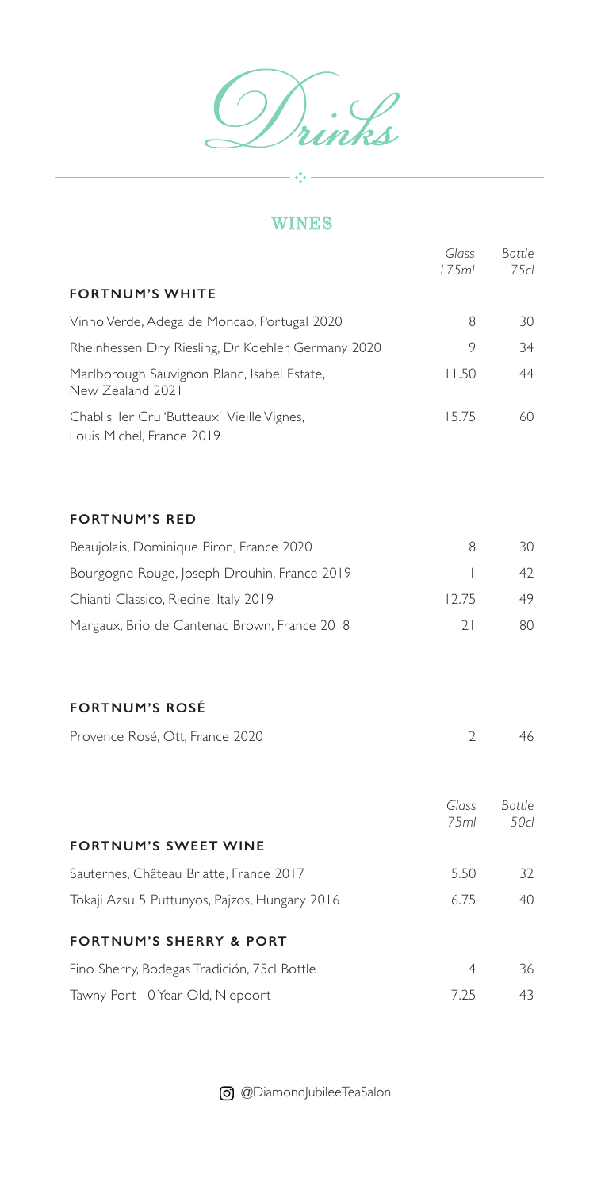# Drinks

## WINES

| | Glass 175ml | Bottle 75cl |
|---|---|---|
| **FORTNUM'S WHITE** | | |
| Vinho Verde, Adega de Moncao, Portugal 2020 | 8 | 30 |
| Rheinhessen Dry Riesling, Dr Koehler, Germany 2020 | 9 | 34 |
| Marlborough Sauvignon Blanc, Isabel Estate, New Zealand 2021 | 11.50 | 44 |
| Chablis 1er Cru 'Butteaux' Vieille Vignes, Louis Michel, France 2019 | 15.75 | 60 |
| **FORTNUM'S RED** | | |
| Beaujolais, Dominique Piron, France 2020 | 8 | 30 |
| Bourgogne Rouge, Joseph Drouhin, France 2019 | 11 | 42 |
| Chianti Classico, Riecine, Italy 2019 | 12.75 | 49 |
| Margaux, Brio de Cantenac Brown, France 2018 | 21 | 80 |
| **FORTNUM'S ROSÉ** | | |
| Provence Rosé, Ott, France 2020 | 12 | 46 |

| | Glass 75ml | Bottle 50cl |
|---|---|---|
| **FORTNUM'S SWEET WINE** | | |
| Sauternes, Château Briatte, France 2017 | 5.50 | 32 |
| Tokaji Azsu 5 Puttunyos, Pajzos, Hungary 2016 | 6.75 | 40 |
| **FORTNUM'S SHERRY & PORT** | | |
| Fino Sherry, Bodegas Tradición, 75cl Bottle | 4 | 36 |
| Tawny Port 10 Year Old, Niepoort | 7.25 | 43 |

@DiamondJubileeTeaSalon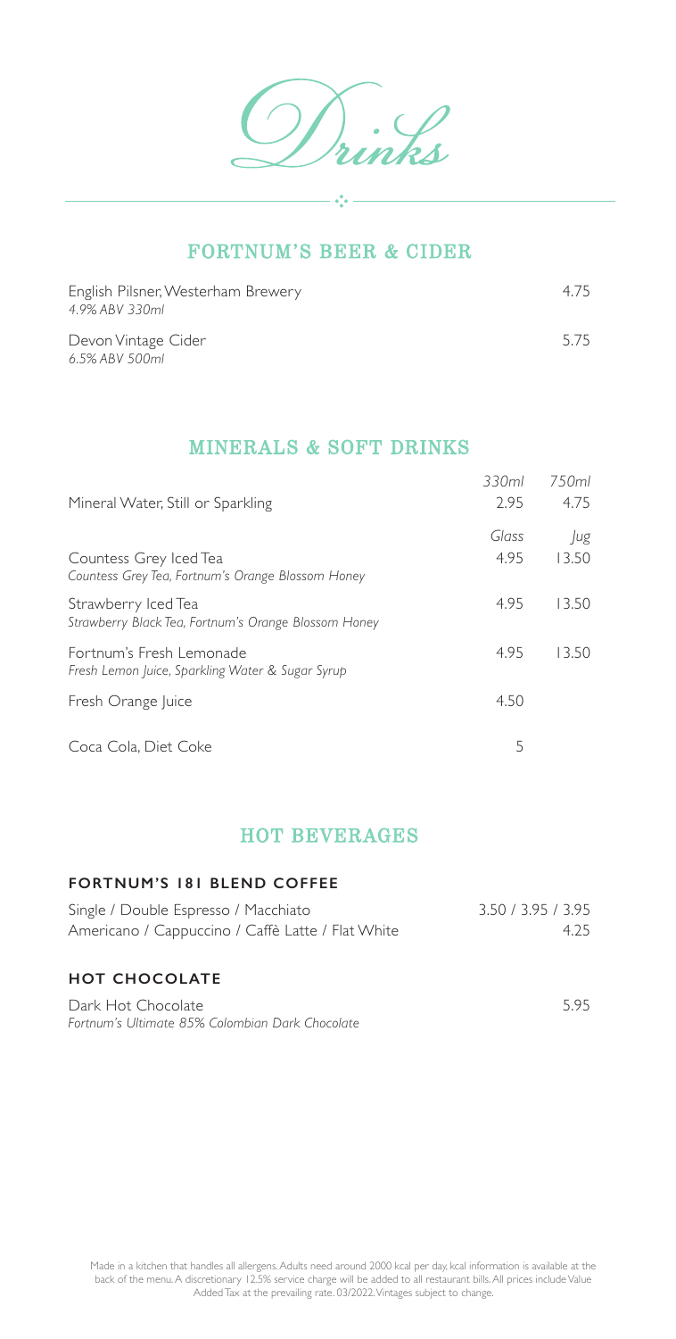# Drinks

## FORTNUM'S BEER & CIDER

| | |
|---|---|
| English Pilsner, Westerham Brewery<br>*4.9% ABV 330ml* | 4.75 |
| Devon Vintage Cider<br>*6.5% ABV 500ml* | 5.75 |

## MINERALS & SOFT DRINKS

| | *330ml* | *750ml* |
|---|---|---|
| Mineral Water, Still or Sparkling | 2.95 | 4.75 |
| | *Glass* | *Jug* |
| Countess Grey Iced Tea<br>*Countess Grey Tea, Fortnum's Orange Blossom Honey* | 4.95 | 13.50 |
| Strawberry Iced Tea<br>*Strawberry Black Tea, Fortnum's Orange Blossom Honey* | 4.95 | 13.50 |
| Fortnum's Fresh Lemonade<br>*Fresh Lemon Juice, Sparkling Water & Sugar Syrup* | 4.95 | 13.50 |
| Fresh Orange Juice | 4.50 | |
| Coca Cola, Diet Coke | 5 | |

## HOT BEVERAGES

### FORTNUM'S 181 BLEND COFFEE

| | |
|---|---|
| Single / Double Espresso / Macchiato | 3.50 / 3.95 / 3.95 |
| Americano / Cappuccino / Caffè Latte / Flat White | 4.25 |

### HOT CHOCOLATE

| | |
|---|---|
| Dark Hot Chocolate<br>*Fortnum's Ultimate 85% Colombian Dark Chocolate* | 5.95 |

Made in a kitchen that handles all allergens. Adults need around 2000 kcal per day, kcal information is available at the back of the menu. A discretionary 12.5% service charge will be added to all restaurant bills. All prices include Value Added Tax at the prevailing rate. 03/2022. Vintages subject to change.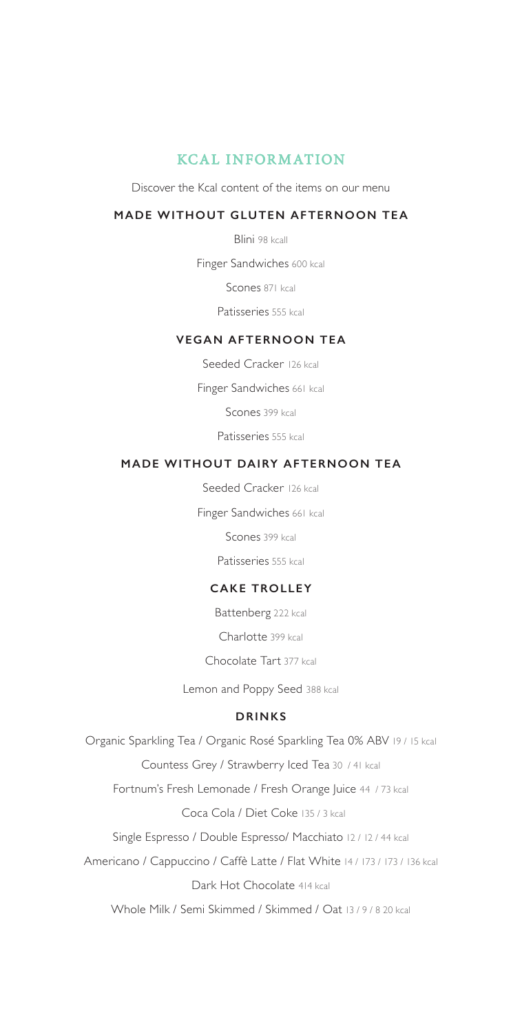# KCAL INFORMATION

Discover the Kcal content of the items on our menu

## MADE WITHOUT GLUTEN AFTERNOON TEA

Blini 98 kcall

Finger Sandwiches 600 kcal

Scones 871 kcal

Patisseries 555 kcal

## VEGAN AFTERNOON TEA

Seeded Cracker 126 kcal

Finger Sandwiches 661 kcal

Scones 399 kcal

Patisseries 555 kcal

## MADE WITHOUT DAIRY AFTERNOON TEA

Seeded Cracker 126 kcal

Finger Sandwiches 661 kcal

Scones 399 kcal

Patisseries 555 kcal

## CAKE TROLLEY

Battenberg 222 kcal

Charlotte 399 kcal

Chocolate Tart 377 kcal

Lemon and Poppy Seed 388 kcal

## DRINKS

Organic Sparkling Tea / Organic Rosé Sparkling Tea 0% ABV 19 / 15 kcal

Countess Grey / Strawberry Iced Tea 30 / 41 kcal

Fortnum's Fresh Lemonade / Fresh Orange Juice 44 / 73 kcal

Coca Cola / Diet Coke 135 / 3 kcal

Single Espresso / Double Espresso/ Macchiato 12 / 12 / 44 kcal

Americano / Cappuccino / Caffè Latte / Flat White 14 / 173 / 173 / 136 kcal

Dark Hot Chocolate 414 kcal

Whole Milk / Semi Skimmed / Skimmed / Oat 13 / 9 / 8 20 kcal